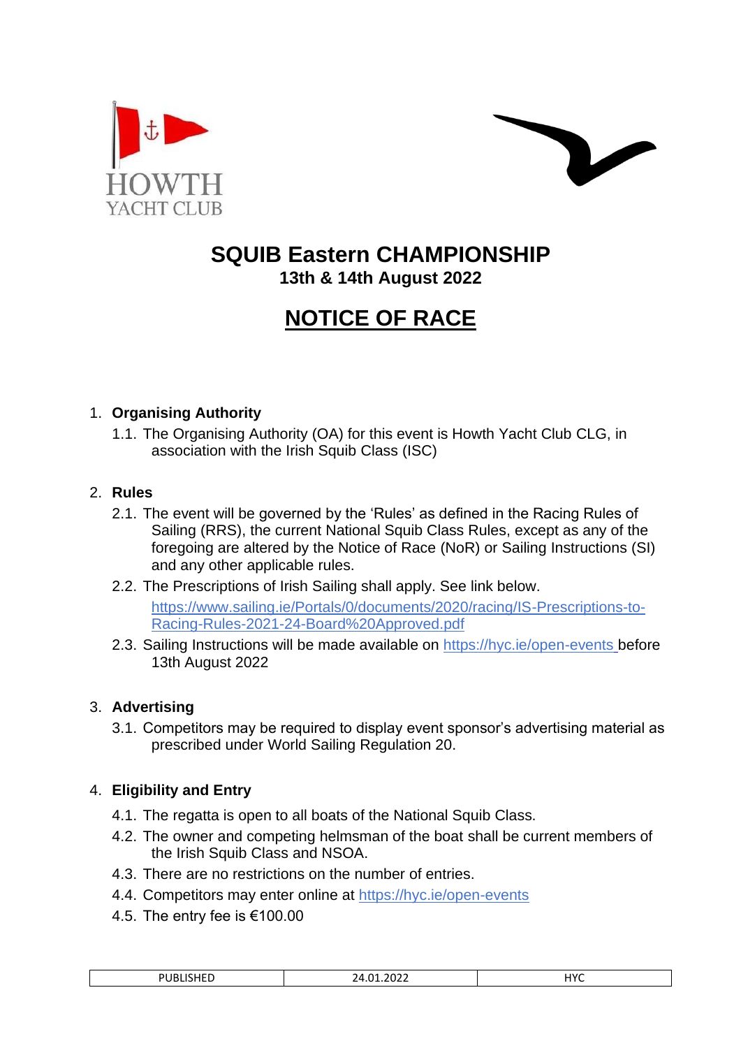HOWTH
YACHT CLUB

# SQUIB Eastern CHAMPIONSHIP

**13th & 14th August 2022**

# NOTICE OF RACE

1. **Organising Authority**
    1.1. The Organising Authority (OA) for this event is Howth Yacht Club CLG, in association with the Irish Squib Class (ISC)

2. **Rules**
    2.1. The event will be governed by the 'Rules' as defined in the Racing Rules of Sailing (RRS), the current National Squib Class Rules, except as any of the foregoing are altered by the Notice of Race (NoR) or Sailing Instructions (SI) and any other applicable rules.
    2.2. The Prescriptions of Irish Sailing shall apply. See link below.
    https://www.sailing.ie/Portals/0/documents/2020/racing/IS-Prescriptions-to-Racing-Rules-2021-24-Board%20Approved.pdf
    2.3. Sailing Instructions will be made available on https://hyc.ie/open-events before 13th August 2022

3. **Advertising**
    3.1. Competitors may be required to display event sponsor's advertising material as prescribed under World Sailing Regulation 20.

4. **Eligibility and Entry**
    4.1. The regatta is open to all boats of the National Squib Class.
    4.2. The owner and competing helmsman of the boat shall be current members of the Irish Squib Class and NSOA.
    4.3. There are no restrictions on the number of entries.
    4.4. Competitors may enter online at https://hyc.ie/open-events
    4.5. The entry fee is €100.00

| PUBLISHED | 24.01.2022 | HYC |
| --- | --- | --- |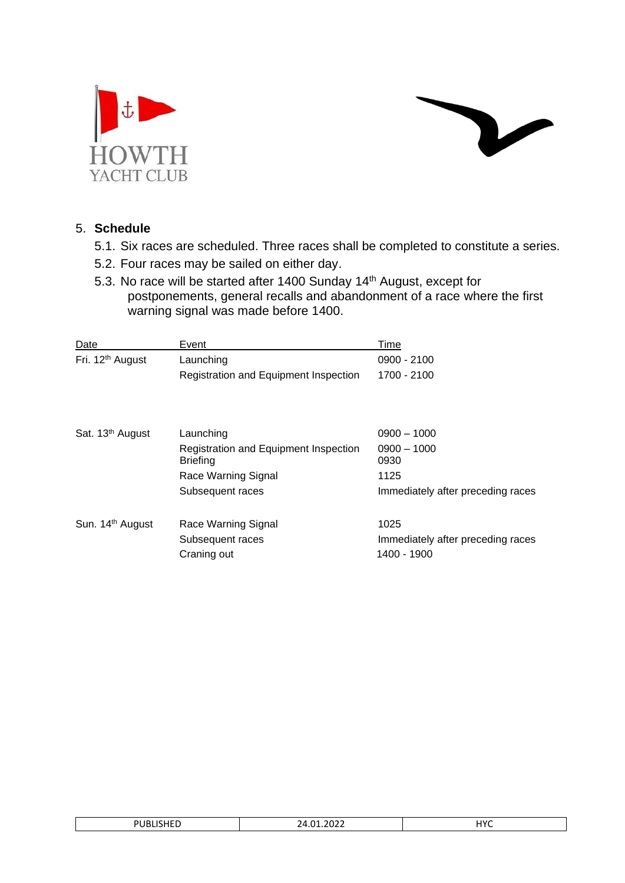## 5. Schedule

5.1. Six races are scheduled. Three races shall be completed to constitute a series.

5.2. Four races may be sailed on either day.

5.3. No race will be started after 1400 Sunday 14th August, except for postponements, general recalls and abandonment of a race where the first warning signal was made before 1400.

| Date | Event | Time |
|---|---|---|
| Fri. 12th August | Launching | 0900 - 2100 |
| | Registration and Equipment Inspection | 1700 - 2100 |
| Sat. 13th August | Launching | 0900 – 1000 |
| | Registration and Equipment Inspection | 0900 – 1000 |
| | Briefing | 0930 |
| | Race Warning Signal | 1125 |
| | Subsequent races | Immediately after preceding races |
| Sun. 14th August | Race Warning Signal | 1025 |
| | Subsequent races | Immediately after preceding races |
| | Craning out | 1400 - 1900 |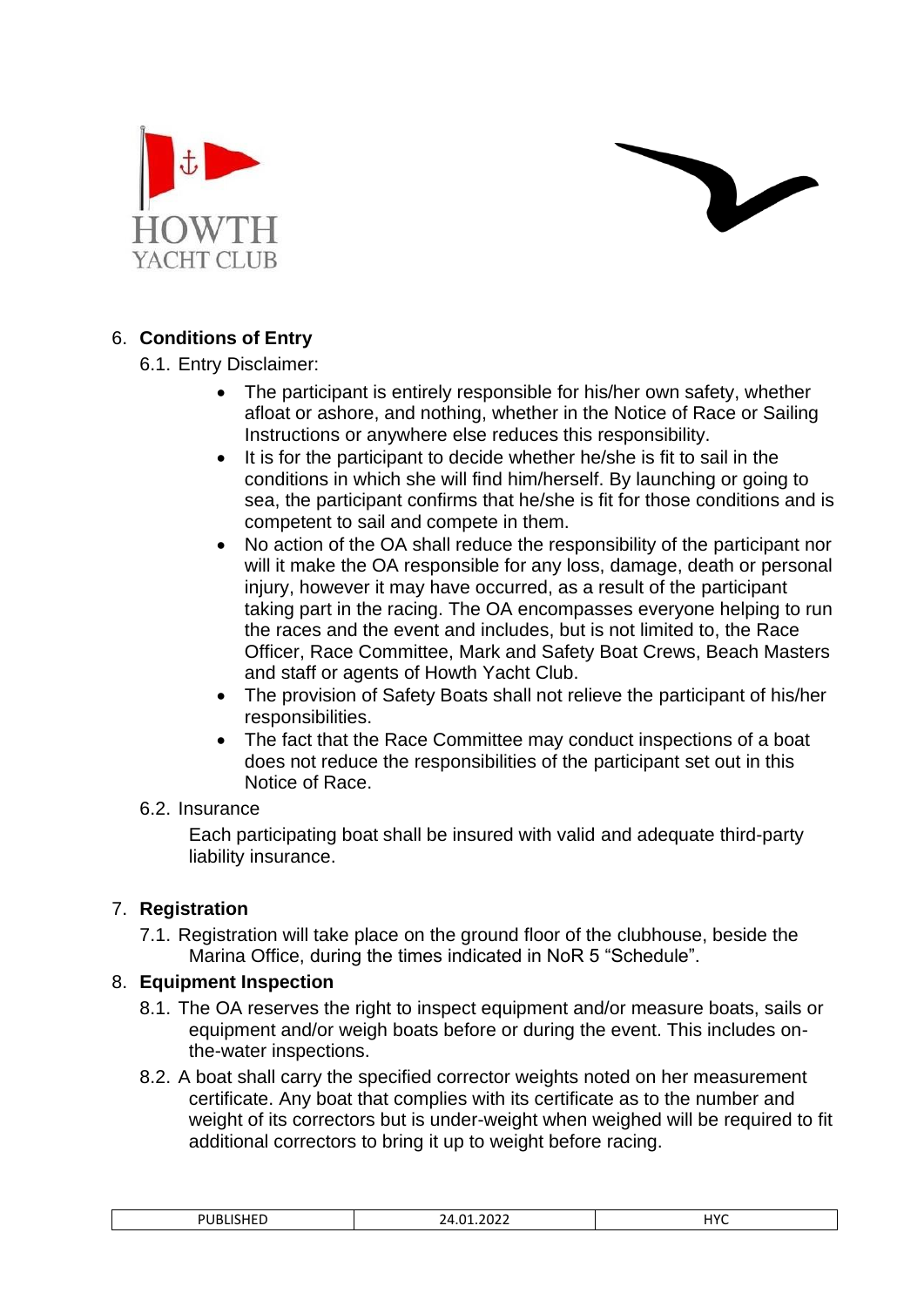## 6. Conditions of Entry

6.1. Entry Disclaimer:

- The participant is entirely responsible for his/her own safety, whether afloat or ashore, and nothing, whether in the Notice of Race or Sailing Instructions or anywhere else reduces this responsibility.
- It is for the participant to decide whether he/she is fit to sail in the conditions in which she will find him/herself. By launching or going to sea, the participant confirms that he/she is fit for those conditions and is competent to sail and compete in them.
- No action of the OA shall reduce the responsibility of the participant nor will it make the OA responsible for any loss, damage, death or personal injury, however it may have occurred, as a result of the participant taking part in the racing. The OA encompasses everyone helping to run the races and the event and includes, but is not limited to, the Race Officer, Race Committee, Mark and Safety Boat Crews, Beach Masters and staff or agents of Howth Yacht Club.
- The provision of Safety Boats shall not relieve the participant of his/her responsibilities.
- The fact that the Race Committee may conduct inspections of a boat does not reduce the responsibilities of the participant set out in this Notice of Race.

6.2. Insurance

Each participating boat shall be insured with valid and adequate third-party liability insurance.

## 7. Registration

7.1. Registration will take place on the ground floor of the clubhouse, beside the Marina Office, during the times indicated in NoR 5 "Schedule".

## 8. Equipment Inspection

8.1. The OA reserves the right to inspect equipment and/or measure boats, sails or equipment and/or weigh boats before or during the event. This includes on-the-water inspections.

8.2. A boat shall carry the specified corrector weights noted on her measurement certificate. Any boat that complies with its certificate as to the number and weight of its correctors but is under-weight when weighed will be required to fit additional correctors to bring it up to weight before racing.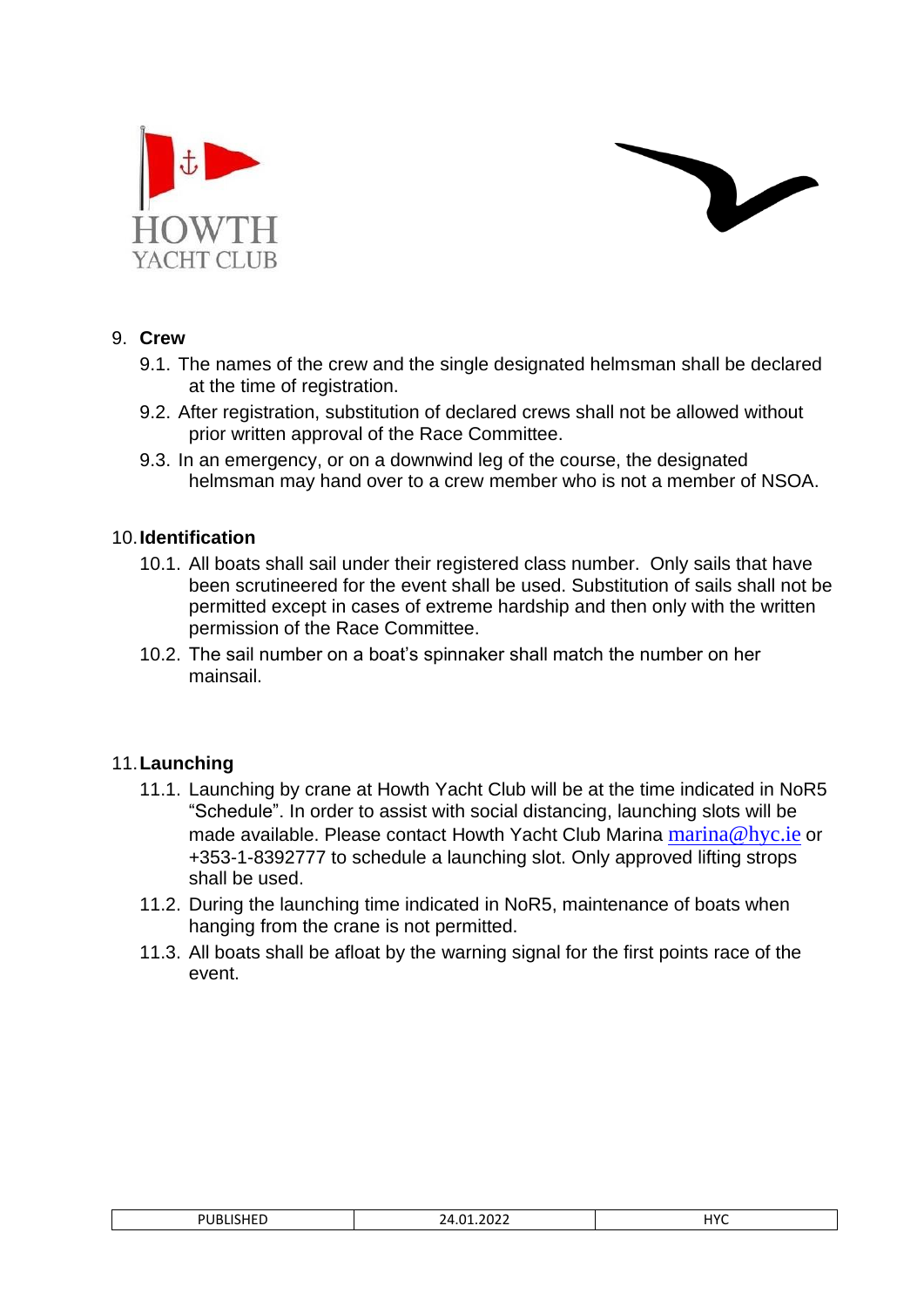## 9. Crew

9.1. The names of the crew and the single designated helmsman shall be declared at the time of registration.

9.2. After registration, substitution of declared crews shall not be allowed without prior written approval of the Race Committee.

9.3. In an emergency, or on a downwind leg of the course, the designated helmsman may hand over to a crew member who is not a member of NSOA.

## 10. Identification

10.1. All boats shall sail under their registered class number. Only sails that have been scrutineered for the event shall be used. Substitution of sails shall not be permitted except in cases of extreme hardship and then only with the written permission of the Race Committee.

10.2. The sail number on a boat's spinnaker shall match the number on her mainsail.

## 11. Launching

11.1. Launching by crane at Howth Yacht Club will be at the time indicated in NoR5 "Schedule". In order to assist with social distancing, launching slots will be made available. Please contact Howth Yacht Club Marina marina@hyc.ie or +353-1-8392777 to schedule a launching slot. Only approved lifting strops shall be used.

11.2. During the launching time indicated in NoR5, maintenance of boats when hanging from the crane is not permitted.

11.3. All boats shall be afloat by the warning signal for the first points race of the event.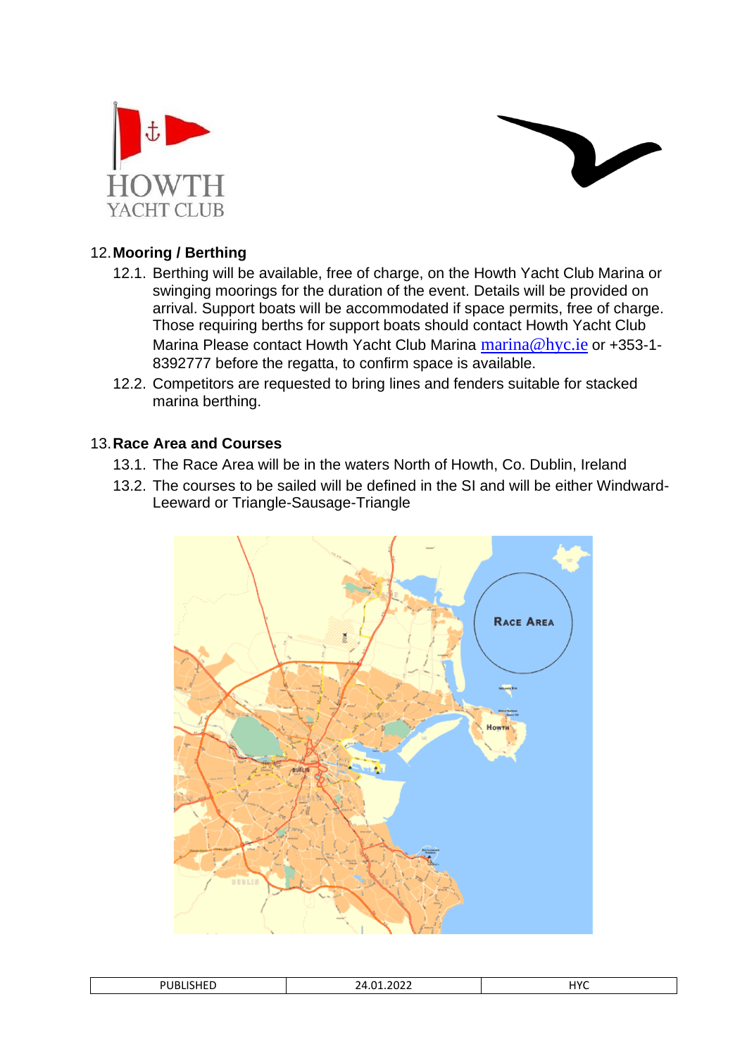## 12. Mooring / Berthing

12.1. Berthing will be available, free of charge, on the Howth Yacht Club Marina or swinging moorings for the duration of the event. Details will be provided on arrival. Support boats will be accommodated if space permits, free of charge. Those requiring berths for support boats should contact Howth Yacht Club Marina Please contact Howth Yacht Club Marina marina@hyc.ie or +353-1-8392777 before the regatta, to confirm space is available.

12.2. Competitors are requested to bring lines and fenders suitable for stacked marina berthing.

## 13. Race Area and Courses

13.1. The Race Area will be in the waters North of Howth, Co. Dublin, Ireland

13.2. The courses to be sailed will be defined in the SI and will be either Windward-Leeward or Triangle-Sausage-Triangle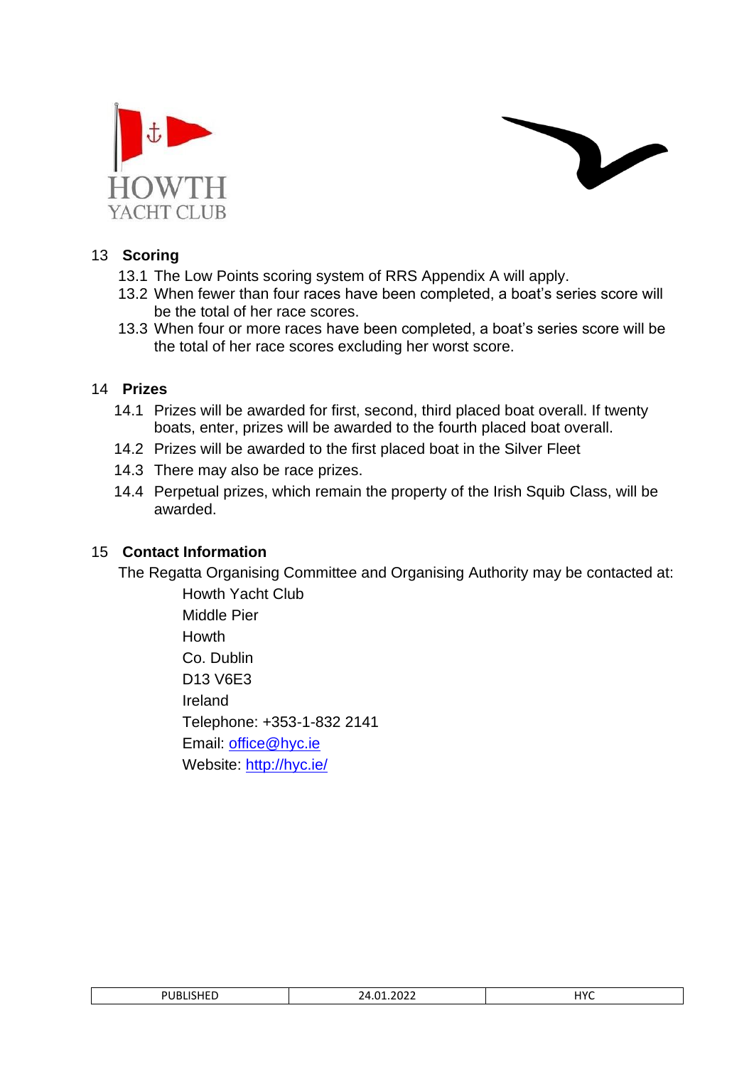## 13 Scoring

13.1 The Low Points scoring system of RRS Appendix A will apply.

13.2 When fewer than four races have been completed, a boat's series score will be the total of her race scores.

13.3 When four or more races have been completed, a boat's series score will be the total of her race scores excluding her worst score.

## 14 Prizes

14.1 Prizes will be awarded for first, second, third placed boat overall. If twenty boats, enter, prizes will be awarded to the fourth placed boat overall.

14.2 Prizes will be awarded to the first placed boat in the Silver Fleet

14.3 There may also be race prizes.

14.4 Perpetual prizes, which remain the property of the Irish Squib Class, will be awarded.

## 15 Contact Information

The Regatta Organising Committee and Organising Authority may be contacted at:

Howth Yacht Club
Middle Pier
Howth
Co. Dublin
D13 V6E3
Ireland
Telephone: +353-1-832 2141
Email: office@hyc.ie
Website: http://hyc.ie/

| | | |
|---|---|---|
| PUBLISHED | 24.01.2022 | HYC |